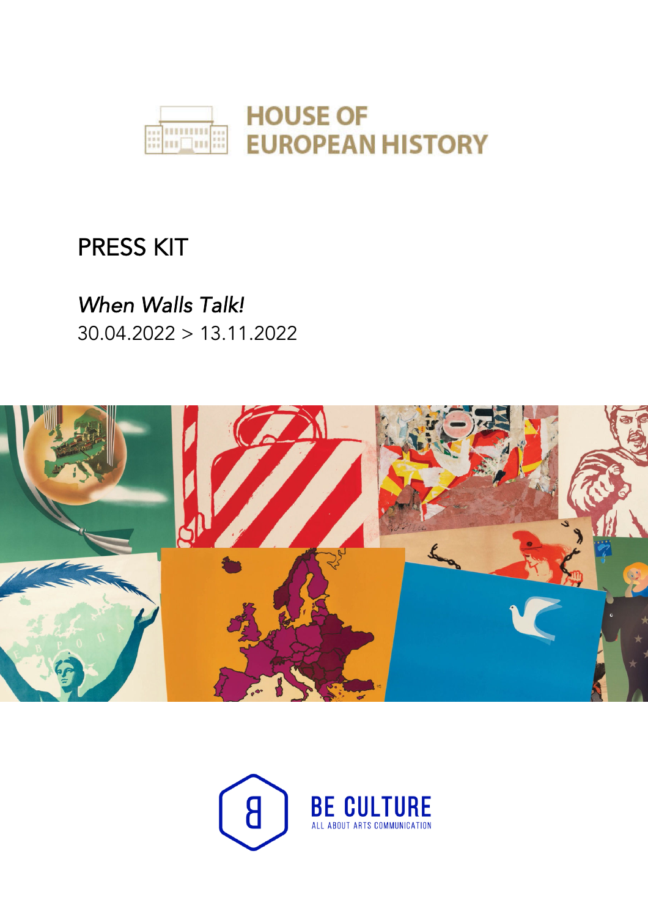HOUSE OF EUROPEAN HISTORY

# PRESS KIT

## *When Walls Talk!*

30.04.2022 > 13.11.2022

BE CULTURE
ALL ABOUT ARTS COMMUNICATION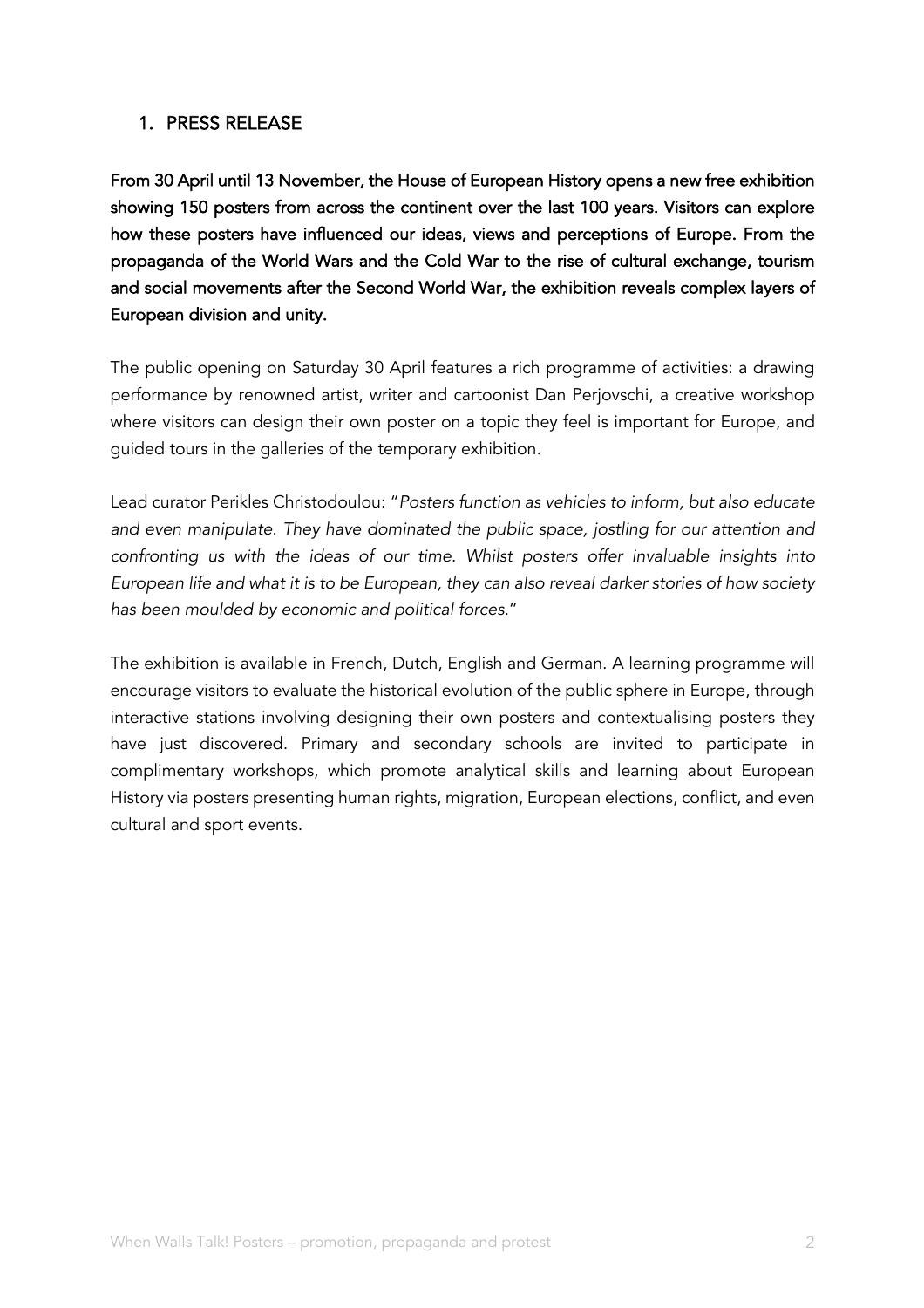## 1. PRESS RELEASE

**From 30 April until 13 November, the House of European History opens a new free exhibition showing 150 posters from across the continent over the last 100 years. Visitors can explore how these posters have influenced our ideas, views and perceptions of Europe. From the propaganda of the World Wars and the Cold War to the rise of cultural exchange, tourism and social movements after the Second World War, the exhibition reveals complex layers of European division and unity.**

The public opening on Saturday 30 April features a rich programme of activities: a drawing performance by renowned artist, writer and cartoonist Dan Perjovschi, a creative workshop where visitors can design their own poster on a topic they feel is important for Europe, and guided tours in the galleries of the temporary exhibition.

Lead curator Perikles Christodoulou: "*Posters function as vehicles to inform, but also educate and even manipulate. They have dominated the public space, jostling for our attention and confronting us with the ideas of our time. Whilst posters offer invaluable insights into European life and what it is to be European, they can also reveal darker stories of how society has been moulded by economic and political forces.*"

The exhibition is available in French, Dutch, English and German. A learning programme will encourage visitors to evaluate the historical evolution of the public sphere in Europe, through interactive stations involving designing their own posters and contextualising posters they have just discovered. Primary and secondary schools are invited to participate in complimentary workshops, which promote analytical skills and learning about European History via posters presenting human rights, migration, European elections, conflict, and even cultural and sport events.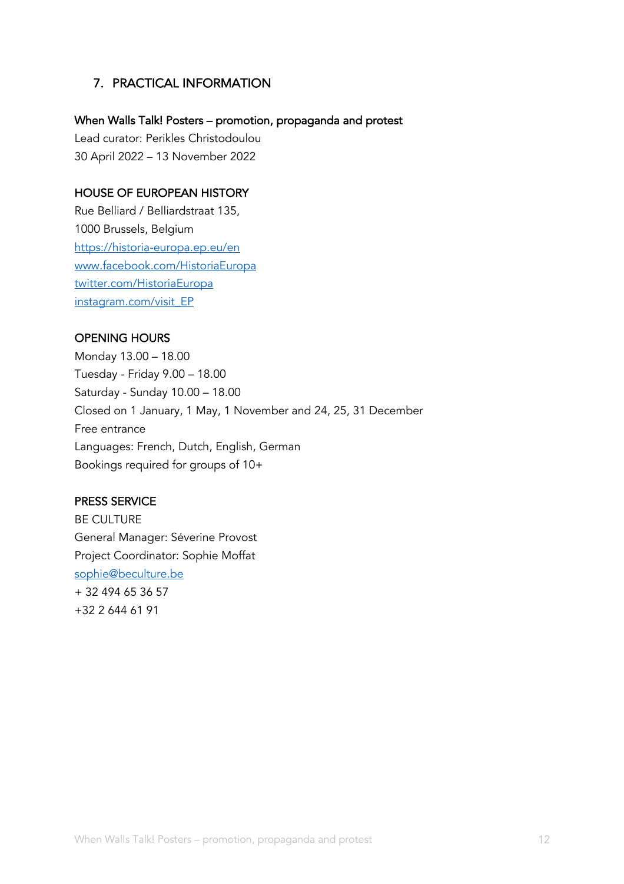## 7. PRACTICAL INFORMATION

**When Walls Talk! Posters – promotion, propaganda and protest**
Lead curator: Perikles Christodoulou
30 April 2022 – 13 November 2022

**HOUSE OF EUROPEAN HISTORY**
Rue Belliard / Belliardstraat 135,
1000 Brussels, Belgium
https://historia-europa.ep.eu/en
www.facebook.com/HistoriaEuropa
twitter.com/HistoriaEuropa
instagram.com/visit_EP

**OPENING HOURS**
Monday 13.00 – 18.00
Tuesday - Friday 9.00 – 18.00
Saturday - Sunday 10.00 – 18.00
Closed on 1 January, 1 May, 1 November and 24, 25, 31 December
Free entrance
Languages: French, Dutch, English, German
Bookings required for groups of 10+

**PRESS SERVICE**
BE CULTURE
General Manager: Séverine Provost
Project Coordinator: Sophie Moffat
sophie@beculture.be
+ 32 494 65 36 57
+32 2 644 61 91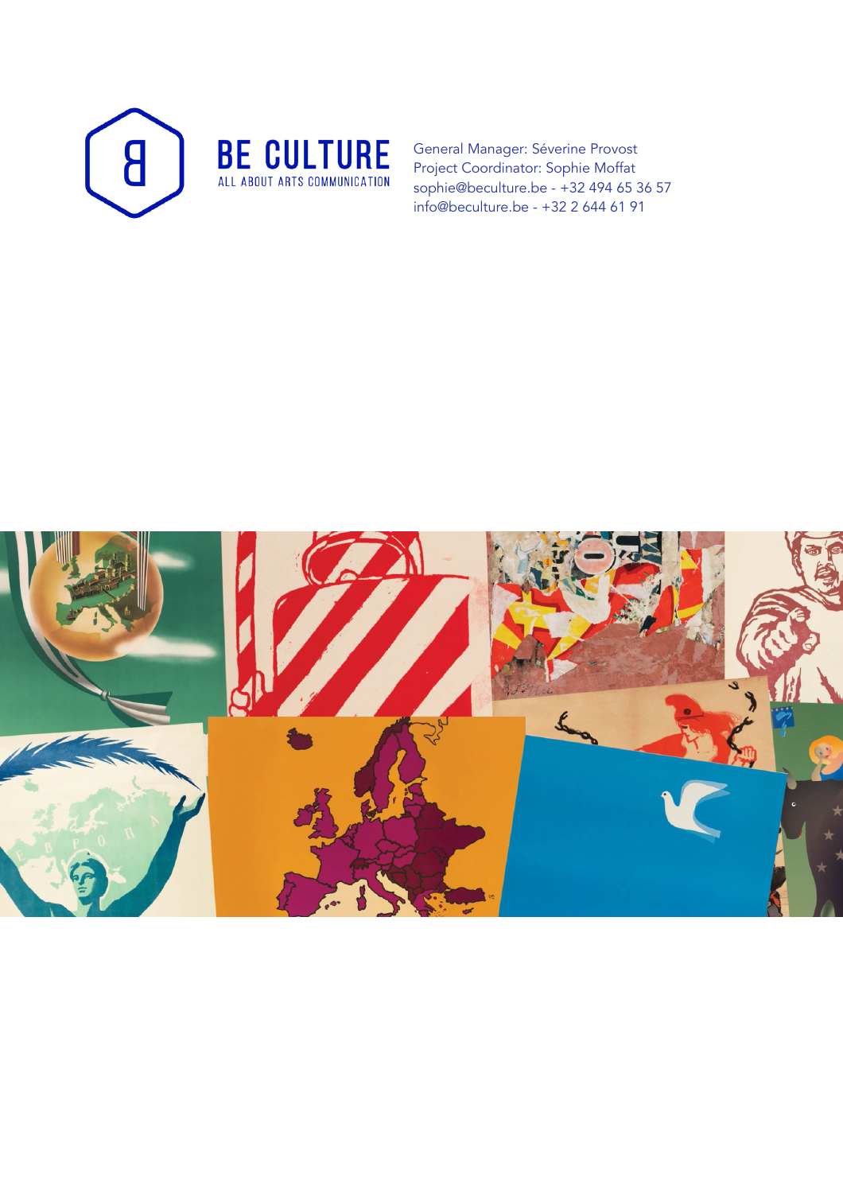BE CULTURE
ALL ABOUT ARTS COMMUNICATION

General Manager: Séverine Provost
Project Coordinator: Sophie Moffat
sophie@beculture.be - +32 494 65 36 57
info@beculture.be - +32 2 644 61 91